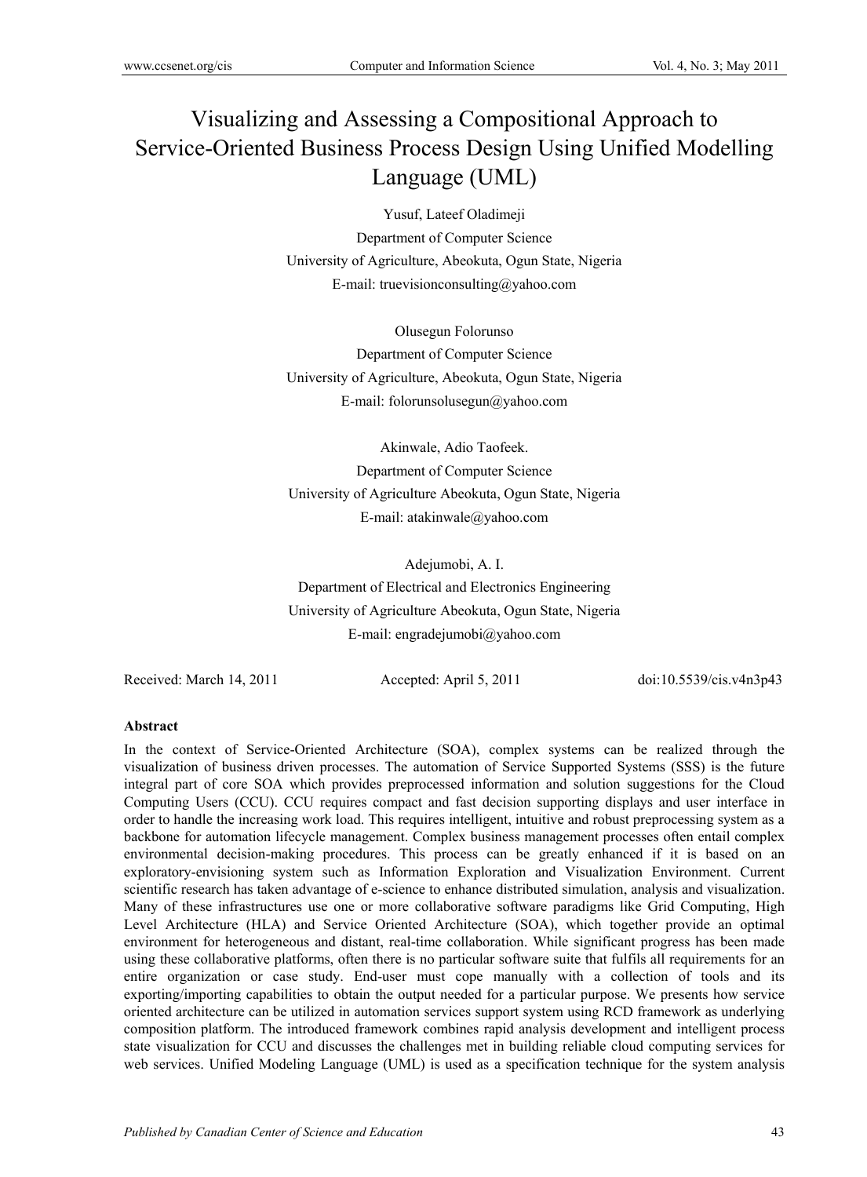# Visualizing and Assessing a Compositional Approach to Service-Oriented Business Process Design Using Unified Modelling Language (UML)

Yusuf, Lateef Oladimeji

Department of Computer Science

University of Agriculture, Abeokuta, Ogun State, Nigeria

E-mail: truevisionconsulting@yahoo.com

Olusegun Folorunso

Department of Computer Science

University of Agriculture, Abeokuta, Ogun State, Nigeria

E-mail: folorunsolusegun@yahoo.com

Akinwale, Adio Taofeek.

Department of Computer Science

University of Agriculture Abeokuta, Ogun State, Nigeria

E-mail: atakinwale@yahoo.com

Adejumobi, A. I.

Department of Electrical and Electronics Engineering

University of Agriculture Abeokuta, Ogun State, Nigeria

E-mail: engradejumobi@yahoo.com

Received: March 14, 2011 Accepted: April 5, 2011 doi:10.5539/cis.v4n3p43

**Abstract**

In the context of Service-Oriented Architecture (SOA), complex systems can be realized through the visualization of business driven processes. The automation of Service Supported Systems (SSS) is the future integral part of core SOA which provides preprocessed information and solution suggestions for the Cloud Computing Users (CCU). CCU requires compact and fast decision supporting displays and user interface in order to handle the increasing work load. This requires intelligent, intuitive and robust preprocessing system as a backbone for automation lifecycle management. Complex business management processes often entail complex environmental decision-making procedures. This process can be greatly enhanced if it is based on an exploratory-envisioning system such as Information Exploration and Visualization Environment. Current scientific research has taken advantage of e-science to enhance distributed simulation, analysis and visualization. Many of these infrastructures use one or more collaborative software paradigms like Grid Computing, High Level Architecture (HLA) and Service Oriented Architecture (SOA), which together provide an optimal environment for heterogeneous and distant, real-time collaboration. While significant progress has been made using these collaborative platforms, often there is no particular software suite that fulfils all requirements for an entire organization or case study. End-user must cope manually with a collection of tools and its exporting/importing capabilities to obtain the output needed for a particular purpose. We presents how service oriented architecture can be utilized in automation services support system using RCD framework as underlying composition platform. The introduced framework combines rapid analysis development and intelligent process state visualization for CCU and discusses the challenges met in building reliable cloud computing services for web services. Unified Modeling Language (UML) is used as a specification technique for the system analysis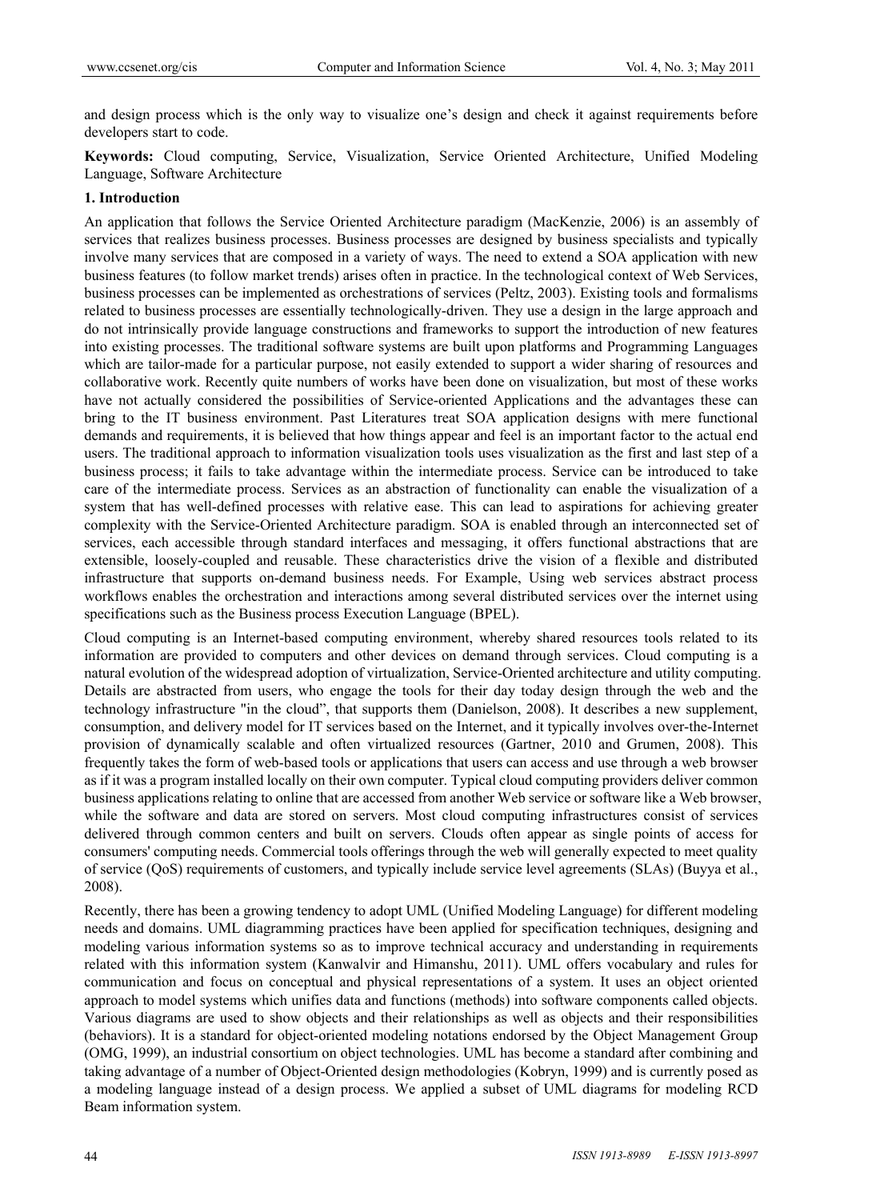and design process which is the only way to visualize one's design and check it against requirements before developers start to code.

**Keywords:** Cloud computing, Service, Visualization, Service Oriented Architecture, Unified Modeling Language, Software Architecture

## 1. Introduction

An application that follows the Service Oriented Architecture paradigm (MacKenzie, 2006) is an assembly of services that realizes business processes. Business processes are designed by business specialists and typically involve many services that are composed in a variety of ways. The need to extend a SOA application with new business features (to follow market trends) arises often in practice. In the technological context of Web Services, business processes can be implemented as orchestrations of services (Peltz, 2003). Existing tools and formalisms related to business processes are essentially technologically-driven. They use a design in the large approach and do not intrinsically provide language constructions and frameworks to support the introduction of new features into existing processes. The traditional software systems are built upon platforms and Programming Languages which are tailor-made for a particular purpose, not easily extended to support a wider sharing of resources and collaborative work. Recently quite numbers of works have been done on visualization, but most of these works have not actually considered the possibilities of Service-oriented Applications and the advantages these can bring to the IT business environment. Past Literatures treat SOA application designs with mere functional demands and requirements, it is believed that how things appear and feel is an important factor to the actual end users. The traditional approach to information visualization tools uses visualization as the first and last step of a business process; it fails to take advantage within the intermediate process. Service can be introduced to take care of the intermediate process. Services as an abstraction of functionality can enable the visualization of a system that has well-defined processes with relative ease. This can lead to aspirations for achieving greater complexity with the Service-Oriented Architecture paradigm. SOA is enabled through an interconnected set of services, each accessible through standard interfaces and messaging, it offers functional abstractions that are extensible, loosely-coupled and reusable. These characteristics drive the vision of a flexible and distributed infrastructure that supports on-demand business needs. For Example, Using web services abstract process workflows enables the orchestration and interactions among several distributed services over the internet using specifications such as the Business process Execution Language (BPEL).

Cloud computing is an Internet-based computing environment, whereby shared resources tools related to its information are provided to computers and other devices on demand through services. Cloud computing is a natural evolution of the widespread adoption of virtualization, Service-Oriented architecture and utility computing. Details are abstracted from users, who engage the tools for their day today design through the web and the technology infrastructure "in the cloud", that supports them (Danielson, 2008). It describes a new supplement, consumption, and delivery model for IT services based on the Internet, and it typically involves over-the-Internet provision of dynamically scalable and often virtualized resources (Gartner, 2010 and Grumen, 2008). This frequently takes the form of web-based tools or applications that users can access and use through a web browser as if it was a program installed locally on their own computer. Typical cloud computing providers deliver common business applications relating to online that are accessed from another Web service or software like a Web browser, while the software and data are stored on servers. Most cloud computing infrastructures consist of services delivered through common centers and built on servers. Clouds often appear as single points of access for consumers' computing needs. Commercial tools offerings through the web will generally expected to meet quality of service (QoS) requirements of customers, and typically include service level agreements (SLAs) (Buyya et al., 2008).

Recently, there has been a growing tendency to adopt UML (Unified Modeling Language) for different modeling needs and domains. UML diagramming practices have been applied for specification techniques, designing and modeling various information systems so as to improve technical accuracy and understanding in requirements related with this information system (Kanwalvir and Himanshu, 2011). UML offers vocabulary and rules for communication and focus on conceptual and physical representations of a system. It uses an object oriented approach to model systems which unifies data and functions (methods) into software components called objects. Various diagrams are used to show objects and their relationships as well as objects and their responsibilities (behaviors). It is a standard for object-oriented modeling notations endorsed by the Object Management Group (OMG, 1999), an industrial consortium on object technologies. UML has become a standard after combining and taking advantage of a number of Object-Oriented design methodologies (Kobryn, 1999) and is currently posed as a modeling language instead of a design process. We applied a subset of UML diagrams for modeling RCD Beam information system.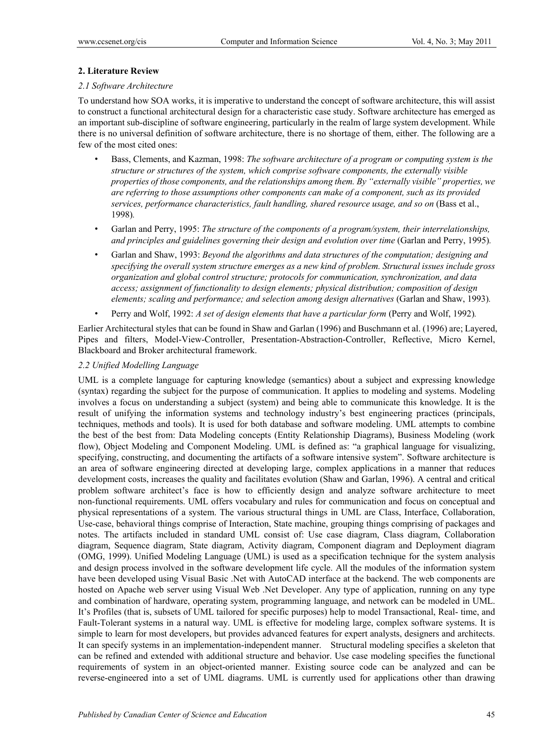## 2. Literature Review

### *2.1 Software Architecture*

To understand how SOA works, it is imperative to understand the concept of software architecture, this will assist to construct a functional architectural design for a characteristic case study. Software architecture has emerged as an important sub-discipline of software engineering, particularly in the realm of large system development. While there is no universal definition of software architecture, there is no shortage of them, either. The following are a few of the most cited ones:

- Bass, Clements, and Kazman, 1998: *The software architecture of a program or computing system is the structure or structures of the system, which comprise software components, the externally visible properties of those components, and the relationships among them. By "externally visible" properties, we are referring to those assumptions other components can make of a component, such as its provided services, performance characteristics, fault handling, shared resource usage, and so on* (Bass et al., 1998).
- Garlan and Perry, 1995: *The structure of the components of a program/system, their interrelationships, and principles and guidelines governing their design and evolution over time* (Garlan and Perry, 1995).
- Garlan and Shaw, 1993: *Beyond the algorithms and data structures of the computation; designing and specifying the overall system structure emerges as a new kind of problem. Structural issues include gross organization and global control structure; protocols for communication, synchronization, and data access; assignment of functionality to design elements; physical distribution; composition of design elements; scaling and performance; and selection among design alternatives* (Garlan and Shaw, 1993).
- Perry and Wolf, 1992: *A set of design elements that have a particular form* (Perry and Wolf, 1992).

Earlier Architectural styles that can be found in Shaw and Garlan (1996) and Buschmann et al. (1996) are; Layered, Pipes and filters, Model-View-Controller, Presentation-Abstraction-Controller, Reflective, Micro Kernel, Blackboard and Broker architectural framework.

### *2.2 Unified Modelling Language*

UML is a complete language for capturing knowledge (semantics) about a subject and expressing knowledge (syntax) regarding the subject for the purpose of communication. It applies to modeling and systems. Modeling involves a focus on understanding a subject (system) and being able to communicate this knowledge. It is the result of unifying the information systems and technology industry's best engineering practices (principals, techniques, methods and tools). It is used for both database and software modeling. UML attempts to combine the best of the best from: Data Modeling concepts (Entity Relationship Diagrams), Business Modeling (work flow), Object Modeling and Component Modeling. UML is defined as: "a graphical language for visualizing, specifying, constructing, and documenting the artifacts of a software intensive system". Software architecture is an area of software engineering directed at developing large, complex applications in a manner that reduces development costs, increases the quality and facilitates evolution (Shaw and Garlan, 1996). A central and critical problem software architect's face is how to efficiently design and analyze software architecture to meet non-functional requirements. UML offers vocabulary and rules for communication and focus on conceptual and physical representations of a system. The various structural things in UML are Class, Interface, Collaboration, Use-case, behavioral things comprise of Interaction, State machine, grouping things comprising of packages and notes. The artifacts included in standard UML consist of: Use case diagram, Class diagram, Collaboration diagram, Sequence diagram, State diagram, Activity diagram, Component diagram and Deployment diagram (OMG, 1999). Unified Modeling Language (UML) is used as a specification technique for the system analysis and design process involved in the software development life cycle. All the modules of the information system have been developed using Visual Basic .Net with AutoCAD interface at the backend. The web components are hosted on Apache web server using Visual Web .Net Developer. Any type of application, running on any type and combination of hardware, operating system, programming language, and network can be modeled in UML. It's Profiles (that is, subsets of UML tailored for specific purposes) help to model Transactional, Real- time, and Fault-Tolerant systems in a natural way. UML is effective for modeling large, complex software systems. It is simple to learn for most developers, but provides advanced features for expert analysts, designers and architects. It can specify systems in an implementation-independent manner. Structural modeling specifies a skeleton that can be refined and extended with additional structure and behavior. Use case modeling specifies the functional requirements of system in an object-oriented manner. Existing source code can be analyzed and can be reverse-engineered into a set of UML diagrams. UML is currently used for applications other than drawing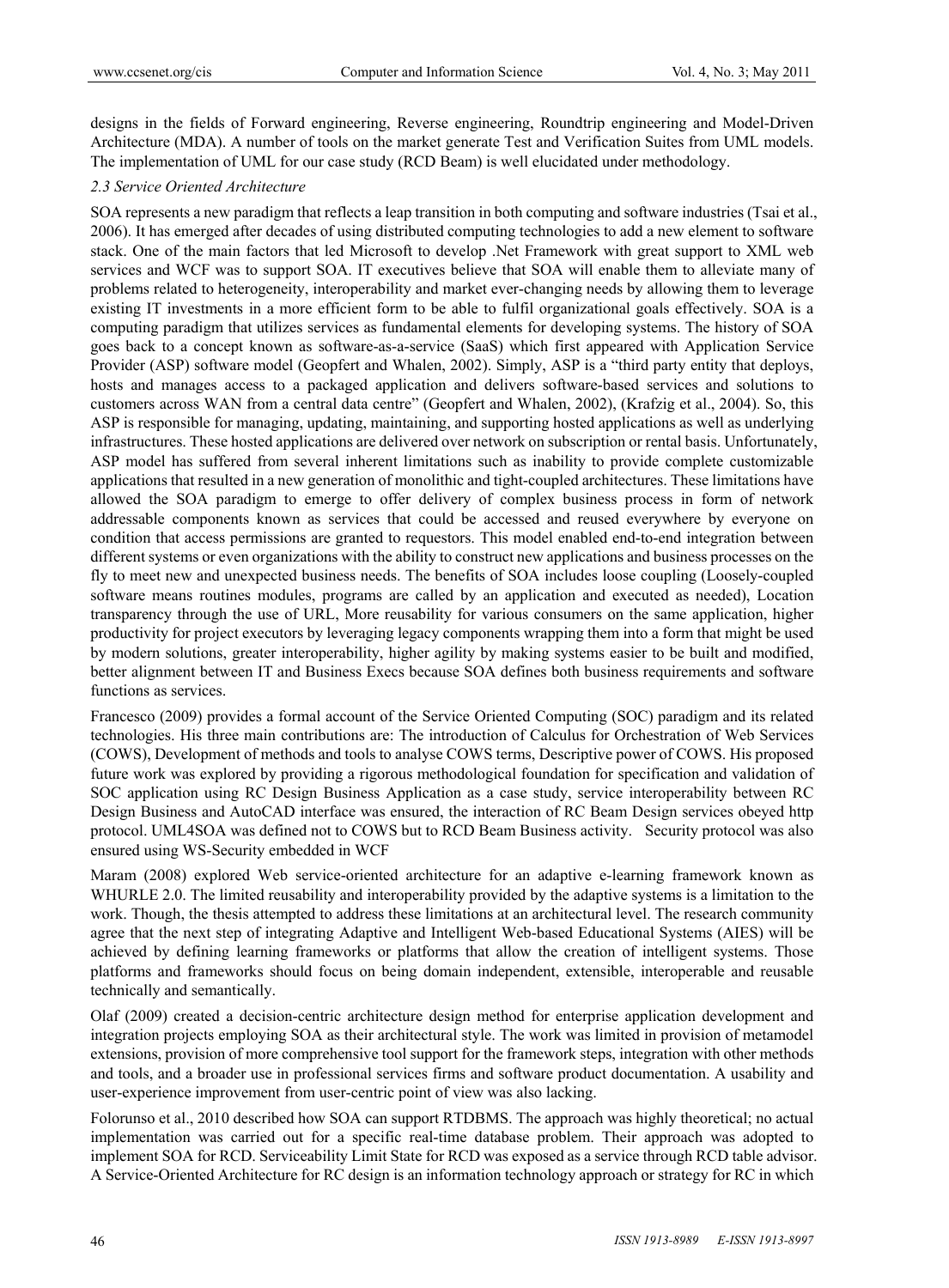designs in the fields of Forward engineering, Reverse engineering, Roundtrip engineering and Model-Driven Architecture (MDA). A number of tools on the market generate Test and Verification Suites from UML models. The implementation of UML for our case study (RCD Beam) is well elucidated under methodology.

### *2.3 Service Oriented Architecture*

SOA represents a new paradigm that reflects a leap transition in both computing and software industries (Tsai et al., 2006). It has emerged after decades of using distributed computing technologies to add a new element to software stack. One of the main factors that led Microsoft to develop .Net Framework with great support to XML web services and WCF was to support SOA. IT executives believe that SOA will enable them to alleviate many of problems related to heterogeneity, interoperability and market ever-changing needs by allowing them to leverage existing IT investments in a more efficient form to be able to fulfil organizational goals effectively. SOA is a computing paradigm that utilizes services as fundamental elements for developing systems. The history of SOA goes back to a concept known as software-as-a-service (SaaS) which first appeared with Application Service Provider (ASP) software model (Geopfert and Whalen, 2002). Simply, ASP is a "third party entity that deploys, hosts and manages access to a packaged application and delivers software-based services and solutions to customers across WAN from a central data centre" (Geopfert and Whalen, 2002), (Krafzig et al., 2004). So, this ASP is responsible for managing, updating, maintaining, and supporting hosted applications as well as underlying infrastructures. These hosted applications are delivered over network on subscription or rental basis. Unfortunately, ASP model has suffered from several inherent limitations such as inability to provide complete customizable applications that resulted in a new generation of monolithic and tight-coupled architectures. These limitations have allowed the SOA paradigm to emerge to offer delivery of complex business process in form of network addressable components known as services that could be accessed and reused everywhere by everyone on condition that access permissions are granted to requestors. This model enabled end-to-end integration between different systems or even organizations with the ability to construct new applications and business processes on the fly to meet new and unexpected business needs. The benefits of SOA includes loose coupling (Loosely-coupled software means routines modules, programs are called by an application and executed as needed), Location transparency through the use of URL, More reusability for various consumers on the same application, higher productivity for project executors by leveraging legacy components wrapping them into a form that might be used by modern solutions, greater interoperability, higher agility by making systems easier to be built and modified, better alignment between IT and Business Execs because SOA defines both business requirements and software functions as services.

Francesco (2009) provides a formal account of the Service Oriented Computing (SOC) paradigm and its related technologies. His three main contributions are: The introduction of Calculus for Orchestration of Web Services (COWS), Development of methods and tools to analyse COWS terms, Descriptive power of COWS. His proposed future work was explored by providing a rigorous methodological foundation for specification and validation of SOC application using RC Design Business Application as a case study, service interoperability between RC Design Business and AutoCAD interface was ensured, the interaction of RC Beam Design services obeyed http protocol. UML4SOA was defined not to COWS but to RCD Beam Business activity. Security protocol was also ensured using WS-Security embedded in WCF

Maram (2008) explored Web service-oriented architecture for an adaptive e-learning framework known as WHURLE 2.0. The limited reusability and interoperability provided by the adaptive systems is a limitation to the work. Though, the thesis attempted to address these limitations at an architectural level. The research community agree that the next step of integrating Adaptive and Intelligent Web-based Educational Systems (AIES) will be achieved by defining learning frameworks or platforms that allow the creation of intelligent systems. Those platforms and frameworks should focus on being domain independent, extensible, interoperable and reusable technically and semantically.

Olaf (2009) created a decision-centric architecture design method for enterprise application development and integration projects employing SOA as their architectural style. The work was limited in provision of metamodel extensions, provision of more comprehensive tool support for the framework steps, integration with other methods and tools, and a broader use in professional services firms and software product documentation. A usability and user-experience improvement from user-centric point of view was also lacking.

Folorunso et al., 2010 described how SOA can support RTDBMS. The approach was highly theoretical; no actual implementation was carried out for a specific real-time database problem. Their approach was adopted to implement SOA for RCD. Serviceability Limit State for RCD was exposed as a service through RCD table advisor. A Service-Oriented Architecture for RC design is an information technology approach or strategy for RC in which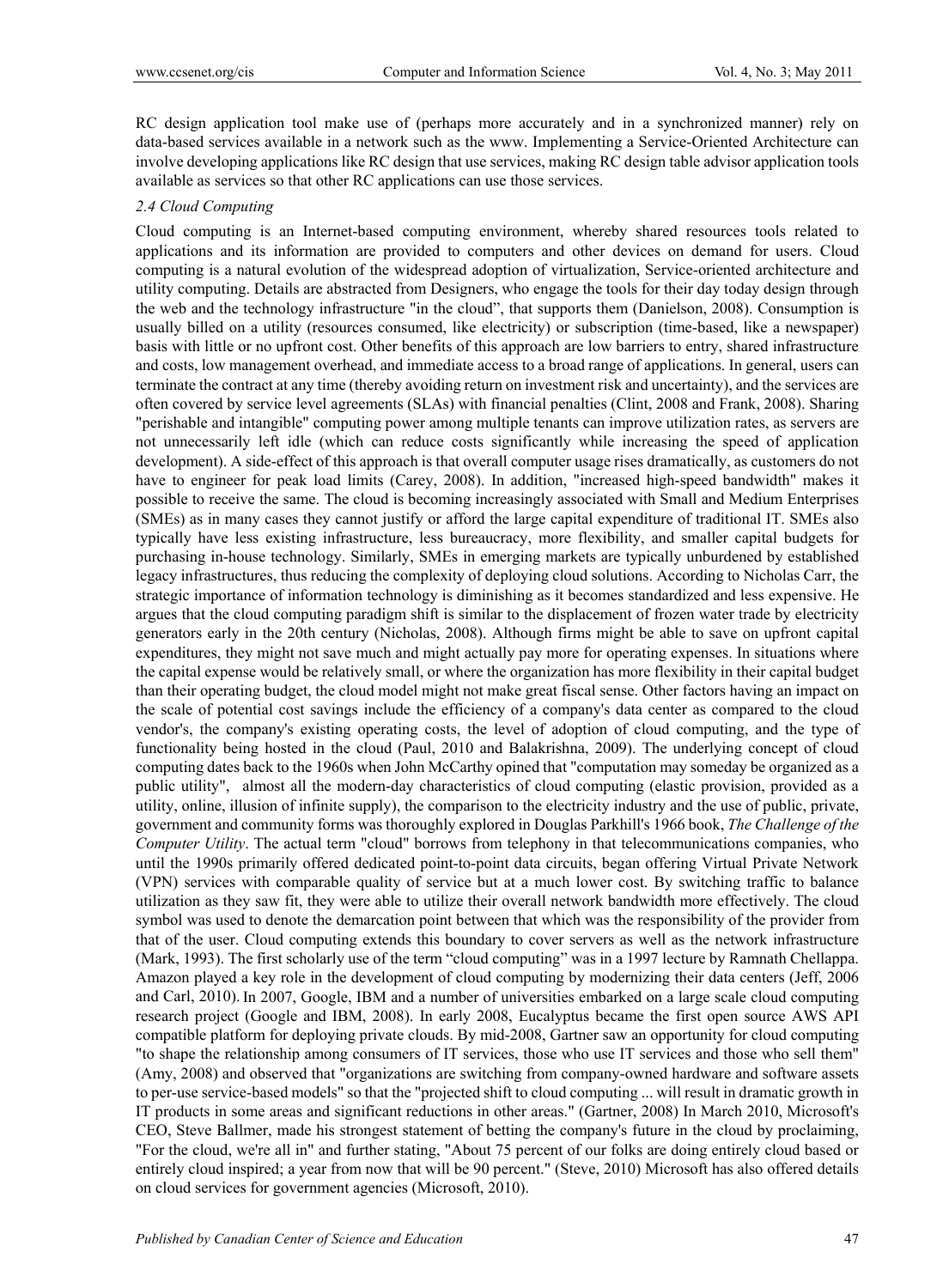RC design application tool make use of (perhaps more accurately and in a synchronized manner) rely on data-based services available in a network such as the www. Implementing a Service-Oriented Architecture can involve developing applications like RC design that use services, making RC design table advisor application tools available as services so that other RC applications can use those services.

### *2.4 Cloud Computing*

Cloud computing is an Internet-based computing environment, whereby shared resources tools related to applications and its information are provided to computers and other devices on demand for users. Cloud computing is a natural evolution of the widespread adoption of virtualization, Service-oriented architecture and utility computing. Details are abstracted from Designers, who engage the tools for their day today design through the web and the technology infrastructure "in the cloud", that supports them (Danielson, 2008). Consumption is usually billed on a utility (resources consumed, like electricity) or subscription (time-based, like a newspaper) basis with little or no upfront cost. Other benefits of this approach are low barriers to entry, shared infrastructure and costs, low management overhead, and immediate access to a broad range of applications. In general, users can terminate the contract at any time (thereby avoiding return on investment risk and uncertainty), and the services are often covered by service level agreements (SLAs) with financial penalties (Clint, 2008 and Frank, 2008). Sharing "perishable and intangible" computing power among multiple tenants can improve utilization rates, as servers are not unnecessarily left idle (which can reduce costs significantly while increasing the speed of application development). A side-effect of this approach is that overall computer usage rises dramatically, as customers do not have to engineer for peak load limits (Carey, 2008). In addition, "increased high-speed bandwidth" makes it possible to receive the same. The cloud is becoming increasingly associated with Small and Medium Enterprises (SMEs) as in many cases they cannot justify or afford the large capital expenditure of traditional IT. SMEs also typically have less existing infrastructure, less bureaucracy, more flexibility, and smaller capital budgets for purchasing in-house technology. Similarly, SMEs in emerging markets are typically unburdened by established legacy infrastructures, thus reducing the complexity of deploying cloud solutions. According to Nicholas Carr, the strategic importance of information technology is diminishing as it becomes standardized and less expensive. He argues that the cloud computing paradigm shift is similar to the displacement of frozen water trade by electricity generators early in the 20th century (Nicholas, 2008). Although firms might be able to save on upfront capital expenditures, they might not save much and might actually pay more for operating expenses. In situations where the capital expense would be relatively small, or where the organization has more flexibility in their capital budget than their operating budget, the cloud model might not make great fiscal sense. Other factors having an impact on the scale of potential cost savings include the efficiency of a company's data center as compared to the cloud vendor's, the company's existing operating costs, the level of adoption of cloud computing, and the type of functionality being hosted in the cloud (Paul, 2010 and Balakrishna, 2009). The underlying concept of cloud computing dates back to the 1960s when John McCarthy opined that "computation may someday be organized as a public utility", almost all the modern-day characteristics of cloud computing (elastic provision, provided as a utility, online, illusion of infinite supply), the comparison to the electricity industry and the use of public, private, government and community forms was thoroughly explored in Douglas Parkhill's 1966 book, *The Challenge of the Computer Utility*. The actual term "cloud" borrows from telephony in that telecommunications companies, who until the 1990s primarily offered dedicated point-to-point data circuits, began offering Virtual Private Network (VPN) services with comparable quality of service but at a much lower cost. By switching traffic to balance utilization as they saw fit, they were able to utilize their overall network bandwidth more effectively. The cloud symbol was used to denote the demarcation point between that which was the responsibility of the provider from that of the user. Cloud computing extends this boundary to cover servers as well as the network infrastructure (Mark, 1993). The first scholarly use of the term "cloud computing" was in a 1997 lecture by Ramnath Chellappa. Amazon played a key role in the development of cloud computing by modernizing their data centers (Jeff, 2006 and Carl, 2010). In 2007, Google, IBM and a number of universities embarked on a large scale cloud computing research project (Google and IBM, 2008). In early 2008, Eucalyptus became the first open source AWS API compatible platform for deploying private clouds. By mid-2008, Gartner saw an opportunity for cloud computing "to shape the relationship among consumers of IT services, those who use IT services and those who sell them" (Amy, 2008) and observed that "organizations are switching from company-owned hardware and software assets to per-use service-based models" so that the "projected shift to cloud computing ... will result in dramatic growth in IT products in some areas and significant reductions in other areas." (Gartner, 2008) In March 2010, Microsoft's CEO, Steve Ballmer, made his strongest statement of betting the company's future in the cloud by proclaiming, "For the cloud, we're all in" and further stating, "About 75 percent of our folks are doing entirely cloud based or entirely cloud inspired; a year from now that will be 90 percent." (Steve, 2010) Microsoft has also offered details on cloud services for government agencies (Microsoft, 2010).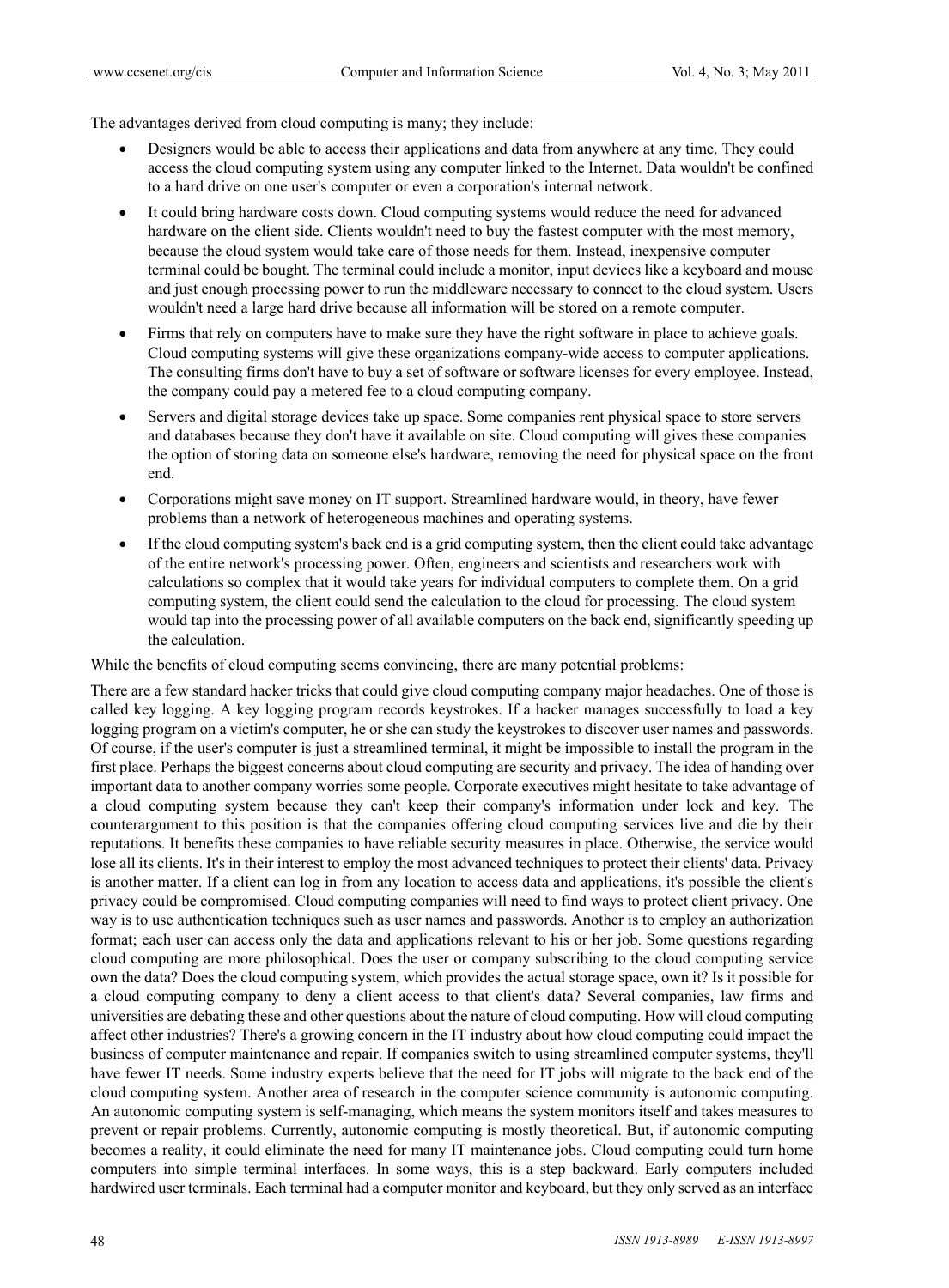The advantages derived from cloud computing is many; they include:

- Designers would be able to access their applications and data from anywhere at any time. They could access the cloud computing system using any computer linked to the Internet. Data wouldn't be confined to a hard drive on one user's computer or even a corporation's internal network.
- It could bring hardware costs down. Cloud computing systems would reduce the need for advanced hardware on the client side. Clients wouldn't need to buy the fastest computer with the most memory, because the cloud system would take care of those needs for them. Instead, inexpensive computer terminal could be bought. The terminal could include a monitor, input devices like a keyboard and mouse and just enough processing power to run the middleware necessary to connect to the cloud system. Users wouldn't need a large hard drive because all information will be stored on a remote computer.
- Firms that rely on computers have to make sure they have the right software in place to achieve goals. Cloud computing systems will give these organizations company-wide access to computer applications. The consulting firms don't have to buy a set of software or software licenses for every employee. Instead, the company could pay a metered fee to a cloud computing company.
- Servers and digital storage devices take up space. Some companies rent physical space to store servers and databases because they don't have it available on site. Cloud computing will gives these companies the option of storing data on someone else's hardware, removing the need for physical space on the front end.
- Corporations might save money on IT support. Streamlined hardware would, in theory, have fewer problems than a network of heterogeneous machines and operating systems.
- If the cloud computing system's back end is a grid computing system, then the client could take advantage of the entire network's processing power. Often, engineers and scientists and researchers work with calculations so complex that it would take years for individual computers to complete them. On a grid computing system, the client could send the calculation to the cloud for processing. The cloud system would tap into the processing power of all available computers on the back end, significantly speeding up the calculation.

While the benefits of cloud computing seems convincing, there are many potential problems:

There are a few standard hacker tricks that could give cloud computing company major headaches. One of those is called key logging. A key logging program records keystrokes. If a hacker manages successfully to load a key logging program on a victim's computer, he or she can study the keystrokes to discover user names and passwords. Of course, if the user's computer is just a streamlined terminal, it might be impossible to install the program in the first place. Perhaps the biggest concerns about cloud computing are security and privacy. The idea of handing over important data to another company worries some people. Corporate executives might hesitate to take advantage of a cloud computing system because they can't keep their company's information under lock and key. The counterargument to this position is that the companies offering cloud computing services live and die by their reputations. It benefits these companies to have reliable security measures in place. Otherwise, the service would lose all its clients. It's in their interest to employ the most advanced techniques to protect their clients' data. Privacy is another matter. If a client can log in from any location to access data and applications, it's possible the client's privacy could be compromised. Cloud computing companies will need to find ways to protect client privacy. One way is to use authentication techniques such as user names and passwords. Another is to employ an authorization format; each user can access only the data and applications relevant to his or her job. Some questions regarding cloud computing are more philosophical. Does the user or company subscribing to the cloud computing service own the data? Does the cloud computing system, which provides the actual storage space, own it? Is it possible for a cloud computing company to deny a client access to that client's data? Several companies, law firms and universities are debating these and other questions about the nature of cloud computing. How will cloud computing affect other industries? There's a growing concern in the IT industry about how cloud computing could impact the business of computer maintenance and repair. If companies switch to using streamlined computer systems, they'll have fewer IT needs. Some industry experts believe that the need for IT jobs will migrate to the back end of the cloud computing system. Another area of research in the computer science community is autonomic computing. An autonomic computing system is self-managing, which means the system monitors itself and takes measures to prevent or repair problems. Currently, autonomic computing is mostly theoretical. But, if autonomic computing becomes a reality, it could eliminate the need for many IT maintenance jobs. Cloud computing could turn home computers into simple terminal interfaces. In some ways, this is a step backward. Early computers included hardwired user terminals. Each terminal had a computer monitor and keyboard, but they only served as an interface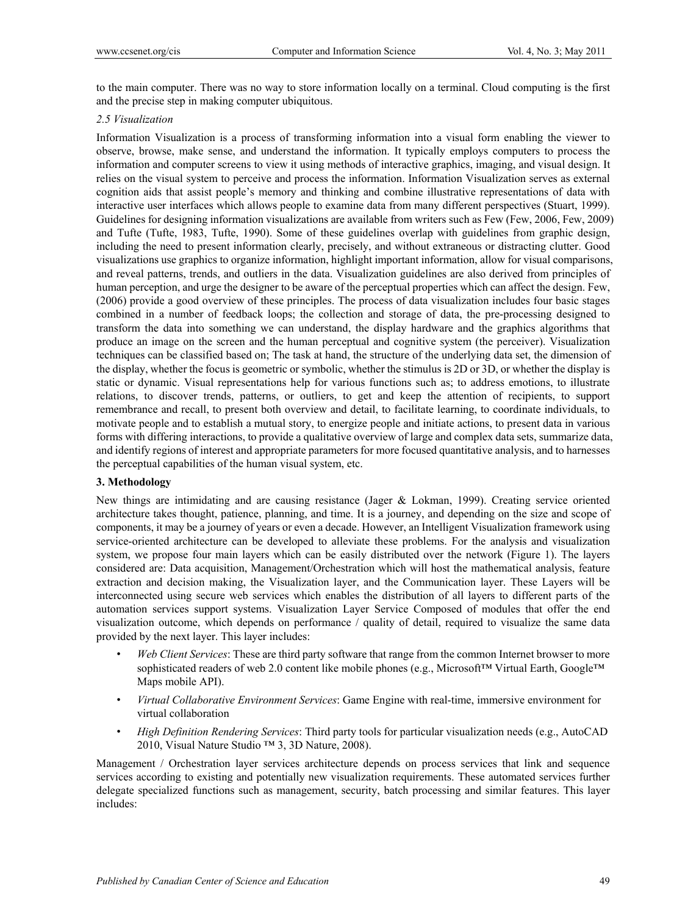to the main computer. There was no way to store information locally on a terminal. Cloud computing is the first and the precise step in making computer ubiquitous.

### *2.5 Visualization*

Information Visualization is a process of transforming information into a visual form enabling the viewer to observe, browse, make sense, and understand the information. It typically employs computers to process the information and computer screens to view it using methods of interactive graphics, imaging, and visual design. It relies on the visual system to perceive and process the information. Information Visualization serves as external cognition aids that assist people's memory and thinking and combine illustrative representations of data with interactive user interfaces which allows people to examine data from many different perspectives (Stuart, 1999). Guidelines for designing information visualizations are available from writers such as Few (Few, 2006, Few, 2009) and Tufte (Tufte, 1983, Tufte, 1990). Some of these guidelines overlap with guidelines from graphic design, including the need to present information clearly, precisely, and without extraneous or distracting clutter. Good visualizations use graphics to organize information, highlight important information, allow for visual comparisons, and reveal patterns, trends, and outliers in the data. Visualization guidelines are also derived from principles of human perception, and urge the designer to be aware of the perceptual properties which can affect the design. Few, (2006) provide a good overview of these principles. The process of data visualization includes four basic stages combined in a number of feedback loops; the collection and storage of data, the pre-processing designed to transform the data into something we can understand, the display hardware and the graphics algorithms that produce an image on the screen and the human perceptual and cognitive system (the perceiver). Visualization techniques can be classified based on; The task at hand, the structure of the underlying data set, the dimension of the display, whether the focus is geometric or symbolic, whether the stimulus is 2D or 3D, or whether the display is static or dynamic. Visual representations help for various functions such as; to address emotions, to illustrate relations, to discover trends, patterns, or outliers, to get and keep the attention of recipients, to support remembrance and recall, to present both overview and detail, to facilitate learning, to coordinate individuals, to motivate people and to establish a mutual story, to energize people and initiate actions, to present data in various forms with differing interactions, to provide a qualitative overview of large and complex data sets, summarize data, and identify regions of interest and appropriate parameters for more focused quantitative analysis, and to harnesses the perceptual capabilities of the human visual system, etc.

## 3. Methodology

New things are intimidating and are causing resistance (Jager & Lokman, 1999). Creating service oriented architecture takes thought, patience, planning, and time. It is a journey, and depending on the size and scope of components, it may be a journey of years or even a decade. However, an Intelligent Visualization framework using service-oriented architecture can be developed to alleviate these problems. For the analysis and visualization system, we propose four main layers which can be easily distributed over the network (Figure 1). The layers considered are: Data acquisition, Management/Orchestration which will host the mathematical analysis, feature extraction and decision making, the Visualization layer, and the Communication layer. These Layers will be interconnected using secure web services which enables the distribution of all layers to different parts of the automation services support systems. Visualization Layer Service Composed of modules that offer the end visualization outcome, which depends on performance / quality of detail, required to visualize the same data provided by the next layer. This layer includes:

- *Web Client Services*: These are third party software that range from the common Internet browser to more sophisticated readers of web 2.0 content like mobile phones (e.g., Microsoft™ Virtual Earth, Google™ Maps mobile API).
- *Virtual Collaborative Environment Services*: Game Engine with real-time, immersive environment for virtual collaboration
- *High Definition Rendering Services*: Third party tools for particular visualization needs (e.g., AutoCAD 2010, Visual Nature Studio ™ 3, 3D Nature, 2008).

Management / Orchestration layer services architecture depends on process services that link and sequence services according to existing and potentially new visualization requirements. These automated services further delegate specialized functions such as management, security, batch processing and similar features. This layer includes: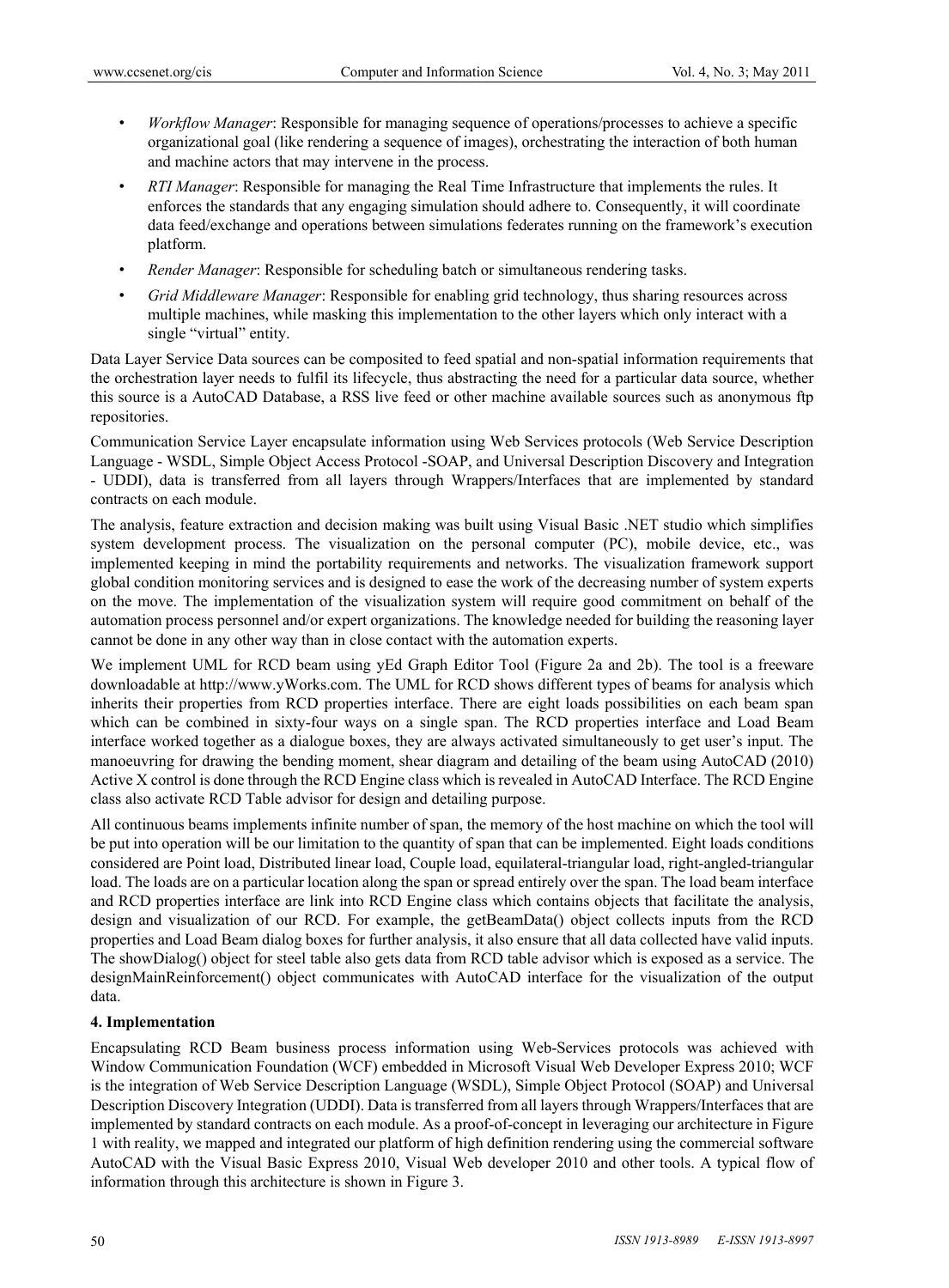- *Workflow Manager*: Responsible for managing sequence of operations/processes to achieve a specific organizational goal (like rendering a sequence of images), orchestrating the interaction of both human and machine actors that may intervene in the process.
- *RTI Manager*: Responsible for managing the Real Time Infrastructure that implements the rules. It enforces the standards that any engaging simulation should adhere to. Consequently, it will coordinate data feed/exchange and operations between simulations federates running on the framework's execution platform.
- *Render Manager*: Responsible for scheduling batch or simultaneous rendering tasks.
- *Grid Middleware Manager*: Responsible for enabling grid technology, thus sharing resources across multiple machines, while masking this implementation to the other layers which only interact with a single "virtual" entity.

Data Layer Service Data sources can be composited to feed spatial and non-spatial information requirements that the orchestration layer needs to fulfil its lifecycle, thus abstracting the need for a particular data source, whether this source is a AutoCAD Database, a RSS live feed or other machine available sources such as anonymous ftp repositories.

Communication Service Layer encapsulate information using Web Services protocols (Web Service Description Language - WSDL, Simple Object Access Protocol -SOAP, and Universal Description Discovery and Integration - UDDI), data is transferred from all layers through Wrappers/Interfaces that are implemented by standard contracts on each module.

The analysis, feature extraction and decision making was built using Visual Basic .NET studio which simplifies system development process. The visualization on the personal computer (PC), mobile device, etc., was implemented keeping in mind the portability requirements and networks. The visualization framework support global condition monitoring services and is designed to ease the work of the decreasing number of system experts on the move. The implementation of the visualization system will require good commitment on behalf of the automation process personnel and/or expert organizations. The knowledge needed for building the reasoning layer cannot be done in any other way than in close contact with the automation experts.

We implement UML for RCD beam using yEd Graph Editor Tool (Figure 2a and 2b). The tool is a freeware downloadable at http://www.yWorks.com. The UML for RCD shows different types of beams for analysis which inherits their properties from RCD properties interface. There are eight loads possibilities on each beam span which can be combined in sixty-four ways on a single span. The RCD properties interface and Load Beam interface worked together as a dialogue boxes, they are always activated simultaneously to get user's input. The manoeuvring for drawing the bending moment, shear diagram and detailing of the beam using AutoCAD (2010) Active X control is done through the RCD Engine class which is revealed in AutoCAD Interface. The RCD Engine class also activate RCD Table advisor for design and detailing purpose.

All continuous beams implements infinite number of span, the memory of the host machine on which the tool will be put into operation will be our limitation to the quantity of span that can be implemented. Eight loads conditions considered are Point load, Distributed linear load, Couple load, equilateral-triangular load, right-angled-triangular load. The loads are on a particular location along the span or spread entirely over the span. The load beam interface and RCD properties interface are link into RCD Engine class which contains objects that facilitate the analysis, design and visualization of our RCD. For example, the getBeamData() object collects inputs from the RCD properties and Load Beam dialog boxes for further analysis, it also ensure that all data collected have valid inputs. The showDialog() object for steel table also gets data from RCD table advisor which is exposed as a service. The designMainReinforcement() object communicates with AutoCAD interface for the visualization of the output data.

## 4. Implementation

Encapsulating RCD Beam business process information using Web-Services protocols was achieved with Window Communication Foundation (WCF) embedded in Microsoft Visual Web Developer Express 2010; WCF is the integration of Web Service Description Language (WSDL), Simple Object Protocol (SOAP) and Universal Description Discovery Integration (UDDI). Data is transferred from all layers through Wrappers/Interfaces that are implemented by standard contracts on each module. As a proof-of-concept in leveraging our architecture in Figure 1 with reality, we mapped and integrated our platform of high definition rendering using the commercial software AutoCAD with the Visual Basic Express 2010, Visual Web developer 2010 and other tools. A typical flow of information through this architecture is shown in Figure 3.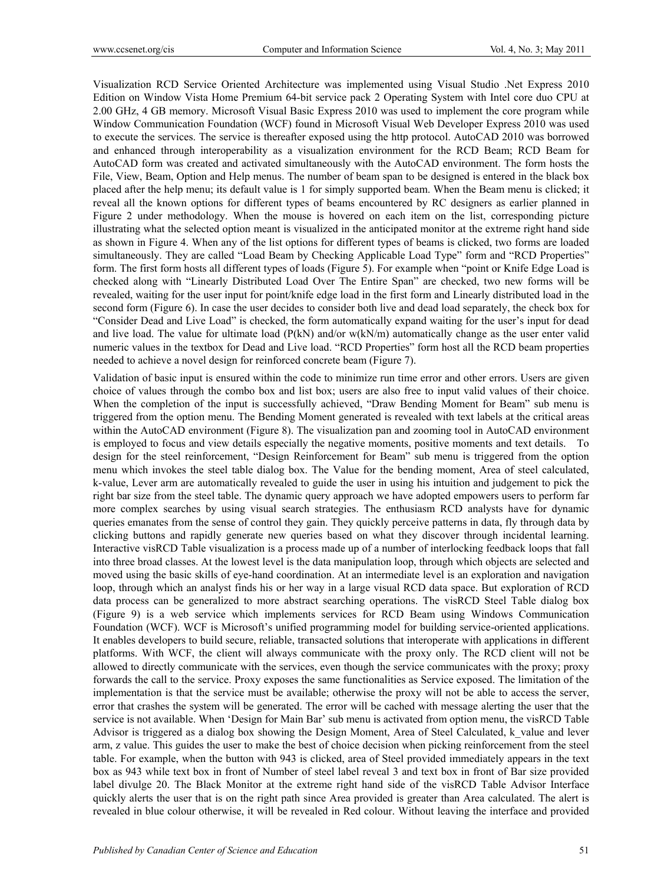Visualization RCD Service Oriented Architecture was implemented using Visual Studio .Net Express 2010 Edition on Window Vista Home Premium 64-bit service pack 2 Operating System with Intel core duo CPU at 2.00 GHz, 4 GB memory. Microsoft Visual Basic Express 2010 was used to implement the core program while Window Communication Foundation (WCF) found in Microsoft Visual Web Developer Express 2010 was used to execute the services. The service is thereafter exposed using the http protocol. AutoCAD 2010 was borrowed and enhanced through interoperability as a visualization environment for the RCD Beam; RCD Beam for AutoCAD form was created and activated simultaneously with the AutoCAD environment. The form hosts the File, View, Beam, Option and Help menus. The number of beam span to be designed is entered in the black box placed after the help menu; its default value is 1 for simply supported beam. When the Beam menu is clicked; it reveal all the known options for different types of beams encountered by RC designers as earlier planned in Figure 2 under methodology. When the mouse is hovered on each item on the list, corresponding picture illustrating what the selected option meant is visualized in the anticipated monitor at the extreme right hand side as shown in Figure 4. When any of the list options for different types of beams is clicked, two forms are loaded simultaneously. They are called "Load Beam by Checking Applicable Load Type" form and "RCD Properties" form. The first form hosts all different types of loads (Figure 5). For example when "point or Knife Edge Load is checked along with "Linearly Distributed Load Over The Entire Span" are checked, two new forms will be revealed, waiting for the user input for point/knife edge load in the first form and Linearly distributed load in the second form (Figure 6). In case the user decides to consider both live and dead load separately, the check box for "Consider Dead and Live Load" is checked, the form automatically expand waiting for the user's input for dead and live load. The value for ultimate load (P(kN) and/or w(kN/m) automatically change as the user enter valid numeric values in the textbox for Dead and Live load. "RCD Properties" form host all the RCD beam properties needed to achieve a novel design for reinforced concrete beam (Figure 7).

Validation of basic input is ensured within the code to minimize run time error and other errors. Users are given choice of values through the combo box and list box; users are also free to input valid values of their choice. When the completion of the input is successfully achieved, "Draw Bending Moment for Beam" sub menu is triggered from the option menu. The Bending Moment generated is revealed with text labels at the critical areas within the AutoCAD environment (Figure 8). The visualization pan and zooming tool in AutoCAD environment is employed to focus and view details especially the negative moments, positive moments and text details. To design for the steel reinforcement, "Design Reinforcement for Beam" sub menu is triggered from the option menu which invokes the steel table dialog box. The Value for the bending moment, Area of steel calculated, k-value, Lever arm are automatically revealed to guide the user in using his intuition and judgement to pick the right bar size from the steel table. The dynamic query approach we have adopted empowers users to perform far more complex searches by using visual search strategies. The enthusiasm RCD analysts have for dynamic queries emanates from the sense of control they gain. They quickly perceive patterns in data, fly through data by clicking buttons and rapidly generate new queries based on what they discover through incidental learning. Interactive visRCD Table visualization is a process made up of a number of interlocking feedback loops that fall into three broad classes. At the lowest level is the data manipulation loop, through which objects are selected and moved using the basic skills of eye-hand coordination. At an intermediate level is an exploration and navigation loop, through which an analyst finds his or her way in a large visual RCD data space. But exploration of RCD data process can be generalized to more abstract searching operations. The visRCD Steel Table dialog box (Figure 9) is a web service which implements services for RCD Beam using Windows Communication Foundation (WCF). WCF is Microsoft's unified programming model for building service-oriented applications. It enables developers to build secure, reliable, transacted solutions that interoperate with applications in different platforms. With WCF, the client will always communicate with the proxy only. The RCD client will not be allowed to directly communicate with the services, even though the service communicates with the proxy; proxy forwards the call to the service. Proxy exposes the same functionalities as Service exposed. The limitation of the implementation is that the service must be available; otherwise the proxy will not be able to access the server, error that crashes the system will be generated. The error will be cached with message alerting the user that the service is not available. When 'Design for Main Bar' sub menu is activated from option menu, the visRCD Table Advisor is triggered as a dialog box showing the Design Moment, Area of Steel Calculated, k_value and lever arm, z value. This guides the user to make the best of choice decision when picking reinforcement from the steel table. For example, when the button with 943 is clicked, area of Steel provided immediately appears in the text box as 943 while text box in front of Number of steel label reveal 3 and text box in front of Bar size provided label divulge 20. The Black Monitor at the extreme right hand side of the visRCD Table Advisor Interface quickly alerts the user that is on the right path since Area provided is greater than Area calculated. The alert is revealed in blue colour otherwise, it will be revealed in Red colour. Without leaving the interface and provided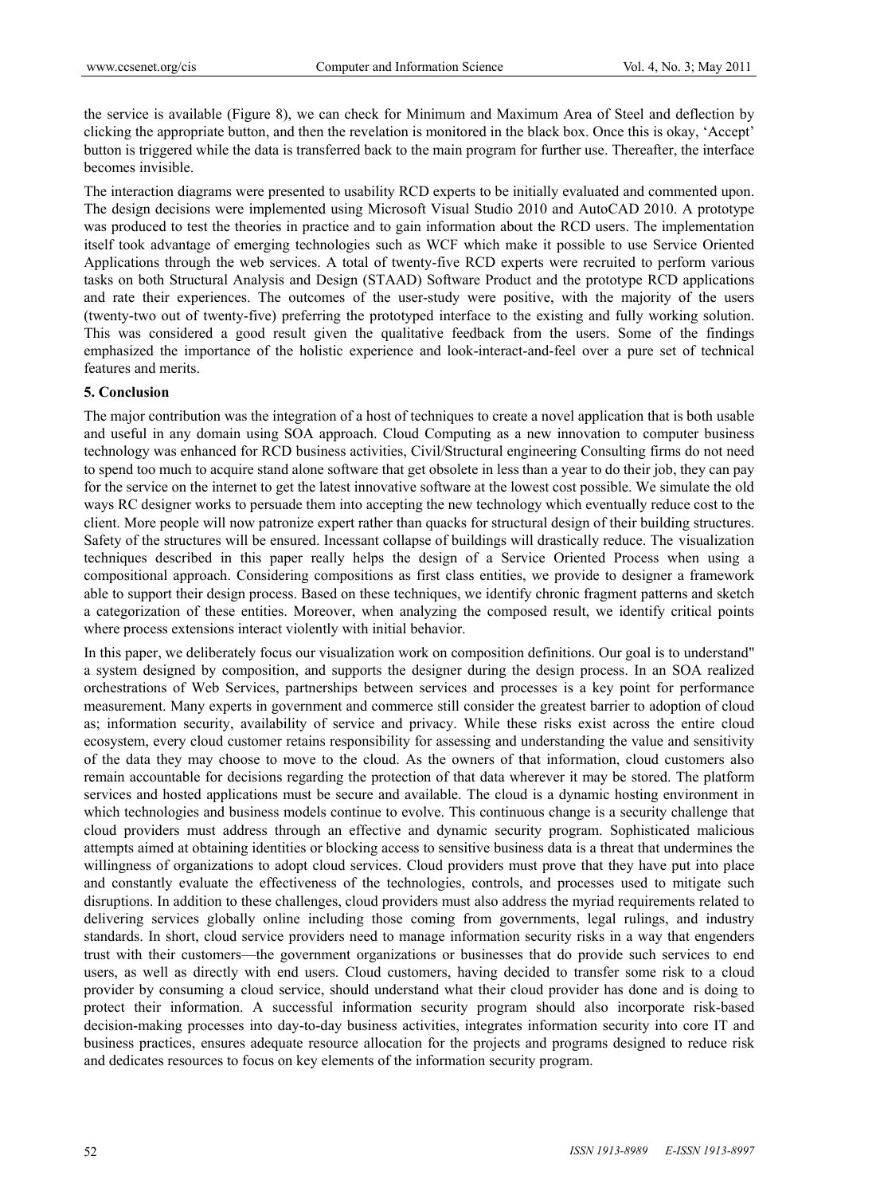the service is available (Figure 8), we can check for Minimum and Maximum Area of Steel and deflection by clicking the appropriate button, and then the revelation is monitored in the black box. Once this is okay, 'Accept' button is triggered while the data is transferred back to the main program for further use. Thereafter, the interface becomes invisible.

The interaction diagrams were presented to usability RCD experts to be initially evaluated and commented upon. The design decisions were implemented using Microsoft Visual Studio 2010 and AutoCAD 2010. A prototype was produced to test the theories in practice and to gain information about the RCD users. The implementation itself took advantage of emerging technologies such as WCF which make it possible to use Service Oriented Applications through the web services. A total of twenty-five RCD experts were recruited to perform various tasks on both Structural Analysis and Design (STAAD) Software Product and the prototype RCD applications and rate their experiences. The outcomes of the user-study were positive, with the majority of the users (twenty-two out of twenty-five) preferring the prototyped interface to the existing and fully working solution. This was considered a good result given the qualitative feedback from the users. Some of the findings emphasized the importance of the holistic experience and look-interact-and-feel over a pure set of technical features and merits.

## 5. Conclusion

The major contribution was the integration of a host of techniques to create a novel application that is both usable and useful in any domain using SOA approach. Cloud Computing as a new innovation to computer business technology was enhanced for RCD business activities, Civil/Structural engineering Consulting firms do not need to spend too much to acquire stand alone software that get obsolete in less than a year to do their job, they can pay for the service on the internet to get the latest innovative software at the lowest cost possible. We simulate the old ways RC designer works to persuade them into accepting the new technology which eventually reduce cost to the client. More people will now patronize expert rather than quacks for structural design of their building structures. Safety of the structures will be ensured. Incessant collapse of buildings will drastically reduce. The visualization techniques described in this paper really helps the design of a Service Oriented Process when using a compositional approach. Considering compositions as first class entities, we provide to designer a framework able to support their design process. Based on these techniques, we identify chronic fragment patterns and sketch a categorization of these entities. Moreover, when analyzing the composed result, we identify critical points where process extensions interact violently with initial behavior.

In this paper, we deliberately focus our visualization work on composition definitions. Our goal is to understand" a system designed by composition, and supports the designer during the design process. In an SOA realized orchestrations of Web Services, partnerships between services and processes is a key point for performance measurement. Many experts in government and commerce still consider the greatest barrier to adoption of cloud as; information security, availability of service and privacy. While these risks exist across the entire cloud ecosystem, every cloud customer retains responsibility for assessing and understanding the value and sensitivity of the data they may choose to move to the cloud. As the owners of that information, cloud customers also remain accountable for decisions regarding the protection of that data wherever it may be stored. The platform services and hosted applications must be secure and available. The cloud is a dynamic hosting environment in which technologies and business models continue to evolve. This continuous change is a security challenge that cloud providers must address through an effective and dynamic security program. Sophisticated malicious attempts aimed at obtaining identities or blocking access to sensitive business data is a threat that undermines the willingness of organizations to adopt cloud services. Cloud providers must prove that they have put into place and constantly evaluate the effectiveness of the technologies, controls, and processes used to mitigate such disruptions. In addition to these challenges, cloud providers must also address the myriad requirements related to delivering services globally online including those coming from governments, legal rulings, and industry standards. In short, cloud service providers need to manage information security risks in a way that engenders trust with their customers—the government organizations or businesses that do provide such services to end users, as well as directly with end users. Cloud customers, having decided to transfer some risk to a cloud provider by consuming a cloud service, should understand what their cloud provider has done and is doing to protect their information. A successful information security program should also incorporate risk-based decision-making processes into day-to-day business activities, integrates information security into core IT and business practices, ensures adequate resource allocation for the projects and programs designed to reduce risk and dedicates resources to focus on key elements of the information security program.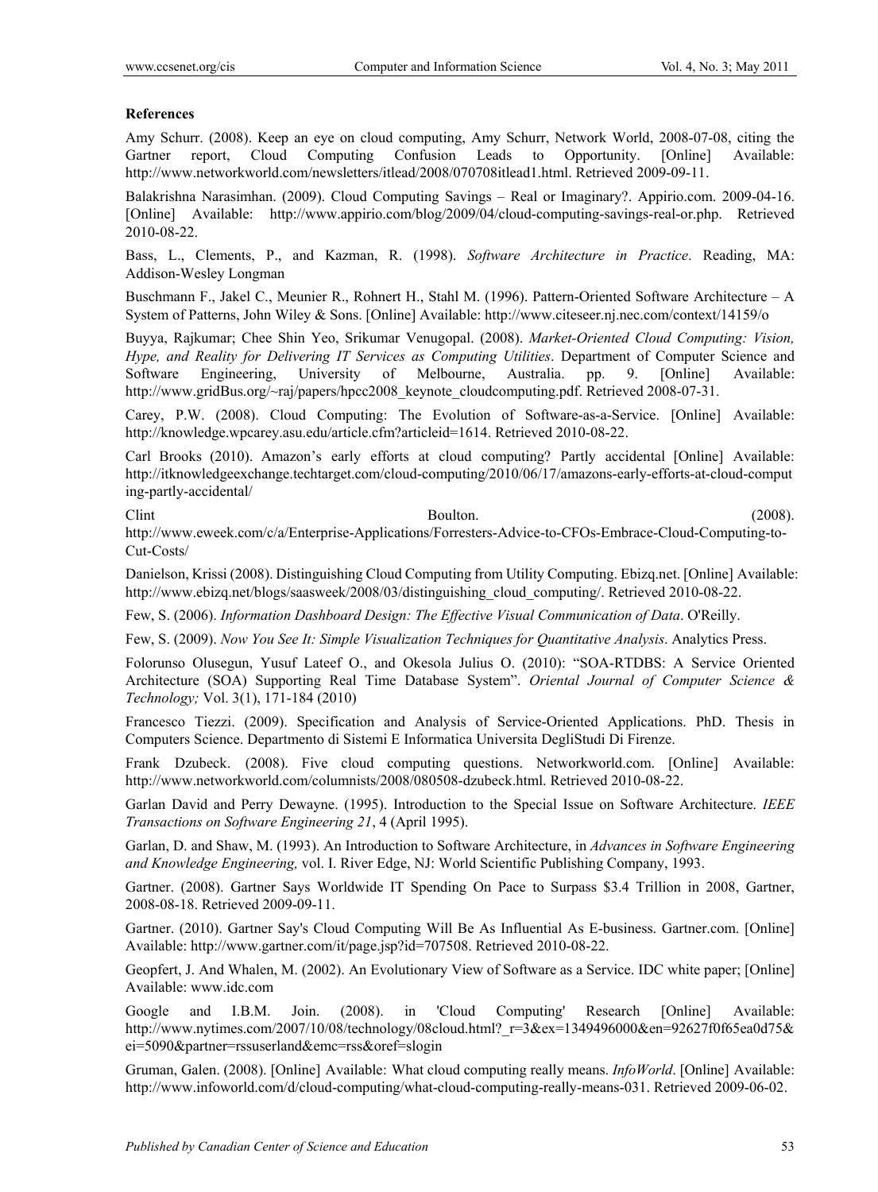**References**

Amy Schurr. (2008). Keep an eye on cloud computing, Amy Schurr, Network World, 2008-07-08, citing the Gartner report, Cloud Computing Confusion Leads to Opportunity. [Online] Available: http://www.networkworld.com/newsletters/itlead/2008/070708itlead1.html. Retrieved 2009-09-11.

Balakrishna Narasimhan. (2009). Cloud Computing Savings – Real or Imaginary?. Appirio.com. 2009-04-16. [Online] Available: http://www.appirio.com/blog/2009/04/cloud-computing-savings-real-or.php. Retrieved 2010-08-22.

Bass, L., Clements, P., and Kazman, R. (1998). *Software Architecture in Practice*. Reading, MA: Addison-Wesley Longman

Buschmann F., Jakel C., Meunier R., Rohnert H., Stahl M. (1996). Pattern-Oriented Software Architecture – A System of Patterns, John Wiley & Sons. [Online] Available: http://www.citeseer.nj.nec.com/context/14159/o

Buyya, Rajkumar; Chee Shin Yeo, Srikumar Venugopal. (2008). *Market-Oriented Cloud Computing: Vision, Hype, and Reality for Delivering IT Services as Computing Utilities*. Department of Computer Science and Software Engineering, University of Melbourne, Australia. pp. 9. [Online] Available: http://www.gridBus.org/~raj/papers/hpcc2008_keynote_cloudcomputing.pdf. Retrieved 2008-07-31.

Carey, P.W. (2008). Cloud Computing: The Evolution of Software-as-a-Service. [Online] Available: http://knowledge.wpcarey.asu.edu/article.cfm?articleid=1614. Retrieved 2010-08-22.

Carl Brooks (2010). Amazon's early efforts at cloud computing? Partly accidental [Online] Available: http://itknowledgeexchange.techtarget.com/cloud-computing/2010/06/17/amazons-early-efforts-at-cloud-computing-partly-accidental/

Clint Boulton. (2008). http://www.eweek.com/c/a/Enterprise-Applications/Forresters-Advice-to-CFOs-Embrace-Cloud-Computing-to-Cut-Costs/

Danielson, Krissi (2008). Distinguishing Cloud Computing from Utility Computing. Ebizq.net. [Online] Available: http://www.ebizq.net/blogs/saasweek/2008/03/distinguishing_cloud_computing/. Retrieved 2010-08-22.

Few, S. (2006). *Information Dashboard Design: The Effective Visual Communication of Data*. O'Reilly.

Few, S. (2009). *Now You See It: Simple Visualization Techniques for Quantitative Analysis*. Analytics Press.

Folorunso Olusegun, Yusuf Lateef O., and Okesola Julius O. (2010): "SOA-RTDBS: A Service Oriented Architecture (SOA) Supporting Real Time Database System". *Oriental Journal of Computer Science & Technology;* Vol. 3(1), 171-184 (2010)

Francesco Tiezzi. (2009). Specification and Analysis of Service-Oriented Applications. PhD. Thesis in Computers Science. Departmento di Sistemi E Informatica Universita DegliStudi Di Firenze.

Frank Dzubeck. (2008). Five cloud computing questions. Networkworld.com. [Online] Available: http://www.networkworld.com/columnists/2008/080508-dzubeck.html. Retrieved 2010-08-22.

Garlan David and Perry Dewayne. (1995). Introduction to the Special Issue on Software Architecture. *IEEE Transactions on Software Engineering 21*, 4 (April 1995).

Garlan, D. and Shaw, M. (1993). An Introduction to Software Architecture, in *Advances in Software Engineering and Knowledge Engineering,* vol. I. River Edge, NJ: World Scientific Publishing Company, 1993.

Gartner. (2008). Gartner Says Worldwide IT Spending On Pace to Surpass $3.4 Trillion in 2008, Gartner, 2008-08-18. Retrieved 2009-09-11.

Gartner. (2010). Gartner Say's Cloud Computing Will Be As Influential As E-business. Gartner.com. [Online] Available: http://www.gartner.com/it/page.jsp?id=707508. Retrieved 2010-08-22.

Geopfert, J. And Whalen, M. (2002). An Evolutionary View of Software as a Service. IDC white paper; [Online] Available: www.idc.com

Google and I.B.M. Join. (2008). in 'Cloud Computing' Research [Online] Available: http://www.nytimes.com/2007/10/08/technology/08cloud.html?_r=3&ex=1349496000&en=92627f0f65ea0d75&ei=5090&partner=rssuserland&emc=rss&oref=slogin

Gruman, Galen. (2008). [Online] Available: What cloud computing really means. *InfoWorld*. [Online] Available: http://www.infoworld.com/d/cloud-computing/what-cloud-computing-really-means-031. Retrieved 2009-06-02.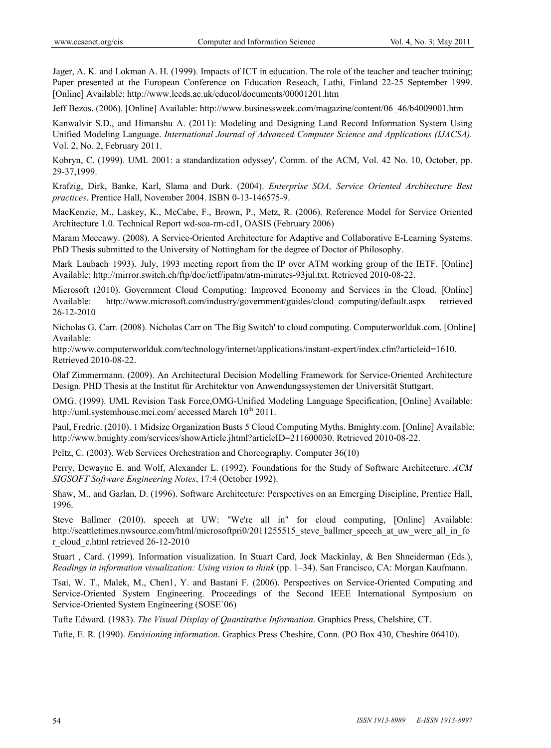Jager, A. K. and Lokman A. H. (1999). Impacts of ICT in education. The role of the teacher and teacher training; Paper presented at the European Conference on Education Reseach, Lathi, Finland 22-25 September 1999. [Online] Available: http://www.leeds.ac.uk/educol/documents/00001201.htm

Jeff Bezos. (2006). [Online] Available: http://www.businessweek.com/magazine/content/06_46/b4009001.htm

Kanwalvir S.D., and Himanshu A. (2011): Modeling and Designing Land Record Information System Using Unified Modeling Language. *International Journal of Advanced Computer Science and Applications (IJACSA).* Vol. 2, No. 2, February 2011.

Kobryn, C. (1999). UML 2001: a standardization odyssey', Comm. of the ACM, Vol. 42 No. 10, October, pp. 29-37,1999.

Krafzig, Dirk, Banke, Karl, Slama and Durk. (2004). *Enterprise SOA, Service Oriented Architecture Best practices*. Prentice Hall, November 2004. ISBN 0-13-146575-9.

MacKenzie, M., Laskey, K., McCabe, F., Brown, P., Metz, R. (2006). Reference Model for Service Oriented Architecture 1.0. Technical Report wd-soa-rm-cd1, OASIS (February 2006)

Maram Meccawy. (2008). A Service-Oriented Architecture for Adaptive and Collaborative E-Learning Systems. PhD Thesis submitted to the University of Nottingham for the degree of Doctor of Philosophy.

Mark Laubach 1993). July, 1993 meeting report from the IP over ATM working group of the IETF. [Online] Available: http://mirror.switch.ch/ftp/doc/ietf/ipatm/atm-minutes-93jul.txt. Retrieved 2010-08-22.

Microsoft (2010). Government Cloud Computing: Improved Economy and Services in the Cloud. [Online] Available: http://www.microsoft.com/industry/government/guides/cloud_computing/default.aspx retrieved 26-12-2010

Nicholas G. Carr. (2008). Nicholas Carr on 'The Big Switch' to cloud computing. Computerworlduk.com. [Online] Available: http://www.computerworlduk.com/technology/internet/applications/instant-expert/index.cfm?articleid=1610. Retrieved 2010-08-22.

Olaf Zimmermann. (2009). An Architectural Decision Modelling Framework for Service-Oriented Architecture Design. PHD Thesis at the Institut für Architektur von Anwendungssystemen der Universität Stuttgart.

OMG. (1999). UML Revision Task Force,OMG-Unified Modeling Language Specification, [Online] Available: http://uml.systemhouse.mci.com/ accessed March 10th 2011.

Paul, Fredric. (2010). 1 Midsize Organization Busts 5 Cloud Computing Myths. Bmighty.com. [Online] Available: http://www.bmighty.com/services/showArticle.jhtml?articleID=211600030. Retrieved 2010-08-22.

Peltz, C. (2003). Web Services Orchestration and Choreography. Computer 36(10)

Perry, Dewayne E. and Wolf, Alexander L. (1992). Foundations for the Study of Software Architecture. *ACM SIGSOFT Software Engineering Notes*, 17:4 (October 1992).

Shaw, M., and Garlan, D. (1996). Software Architecture: Perspectives on an Emerging Discipline, Prentice Hall, 1996.

Steve Ballmer (2010). speech at UW: "We're all in" for cloud computing, [Online] Available: http://seattletimes.nwsource.com/html/microsoftpri0/2011255515_steve_ballmer_speech_at_uw_were_all_in_for_cloud_c.html retrieved 26-12-2010

Stuart , Card. (1999). Information visualization. In Stuart Card, Jock Mackinlay, & Ben Shneiderman (Eds.), *Readings in information visualization: Using vision to think* (pp. 1–34). San Francisco, CA: Morgan Kaufmann.

Tsai, W. T., Malek, M., Chen1, Y. and Bastani F. (2006). Perspectives on Service-Oriented Computing and Service-Oriented System Engineering. Proceedings of the Second IEEE International Symposium on Service-Oriented System Engineering (SOSE`06)

Tufte Edward. (1983). *The Visual Display of Quantitative Information*. Graphics Press, Chelshire, CT.

Tufte, E. R. (1990). *Envisioning information*. Graphics Press Cheshire, Conn. (PO Box 430, Cheshire 06410).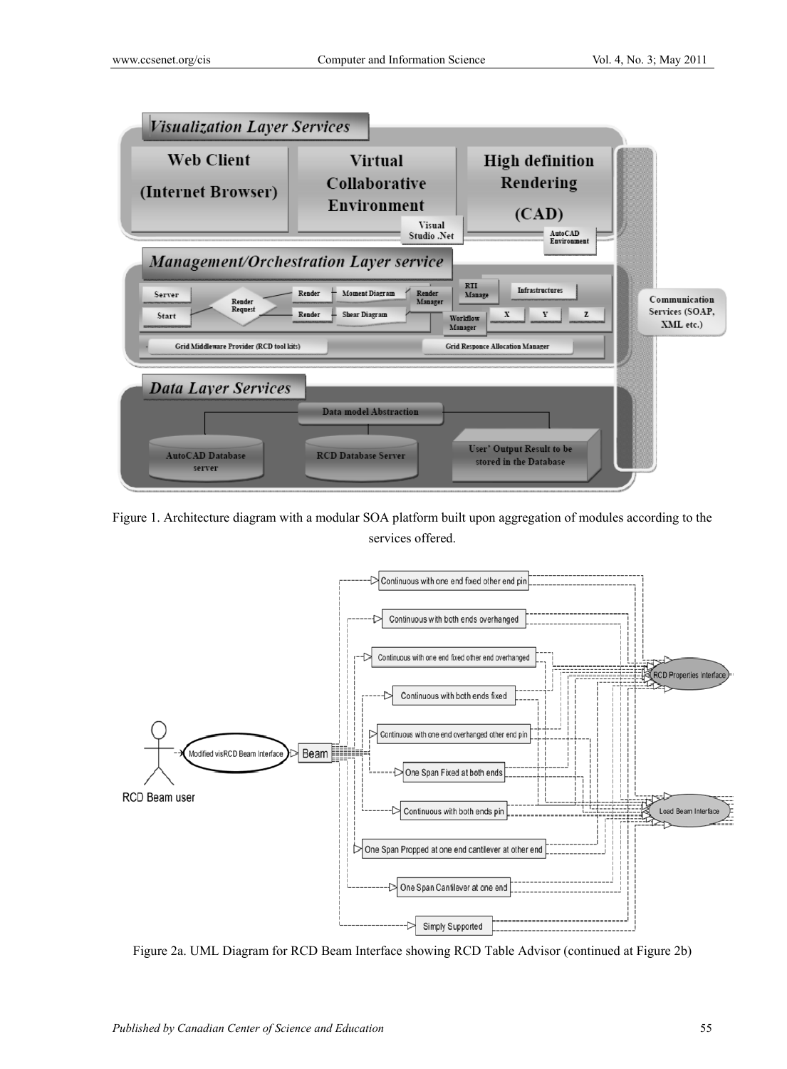Figure 1. Architecture diagram with a modular SOA platform built upon aggregation of modules according to the services offered.

Figure 2a. UML Diagram for RCD Beam Interface showing RCD Table Advisor (continued at Figure 2b)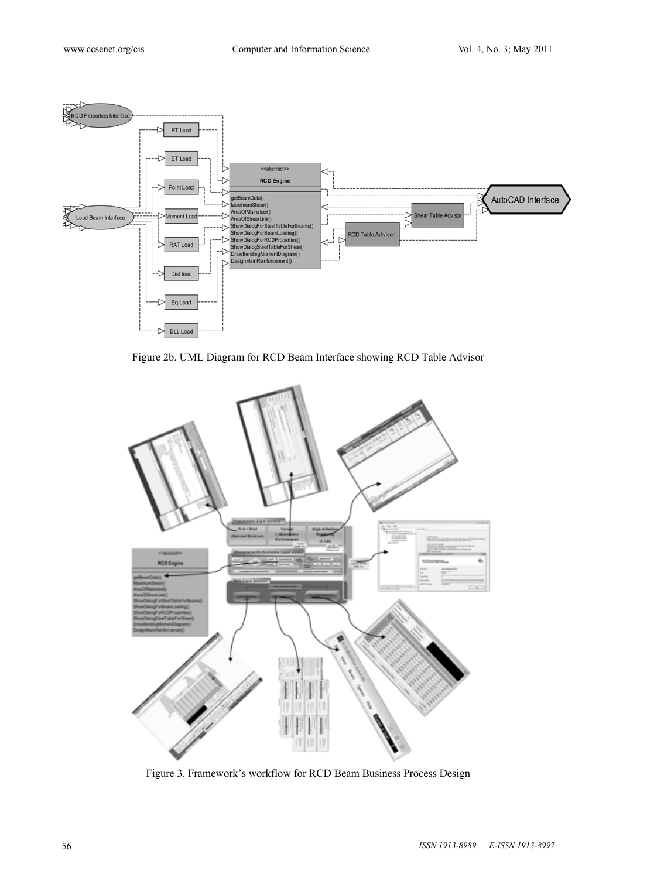Figure 2b. UML Diagram for RCD Beam Interface showing RCD Table Advisor

Figure 3. Framework's workflow for RCD Beam Business Process Design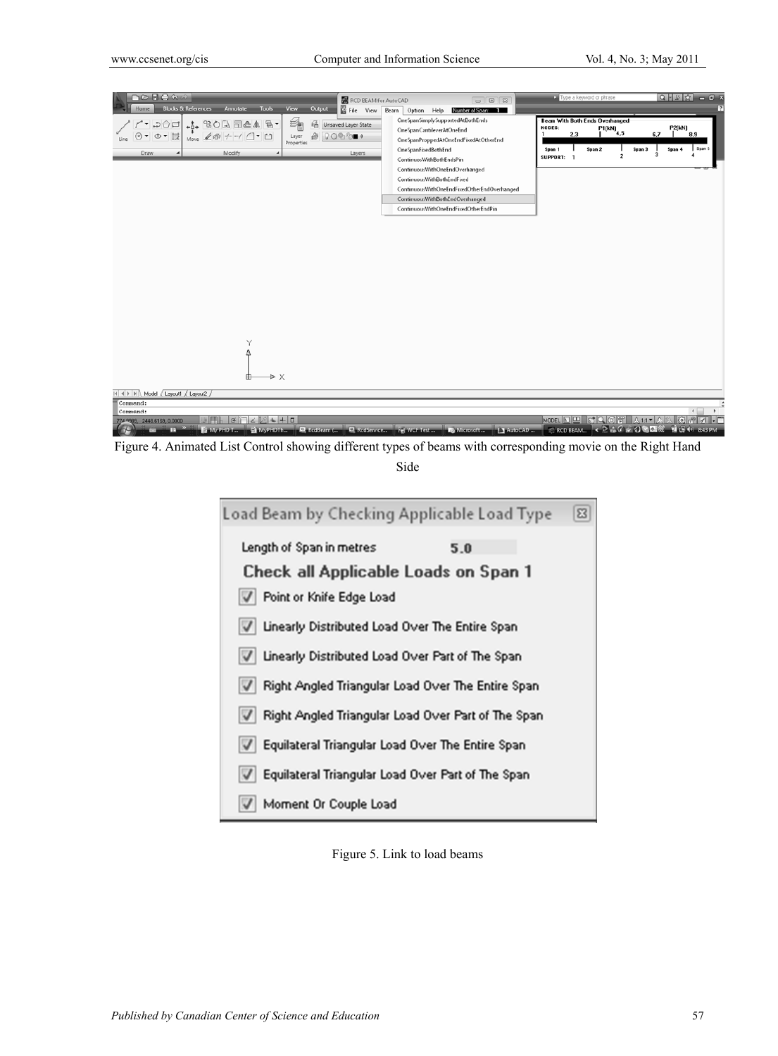Figure 4. Animated List Control showing different types of beams with corresponding movie on the Right Hand Side

Figure 5. Link to load beams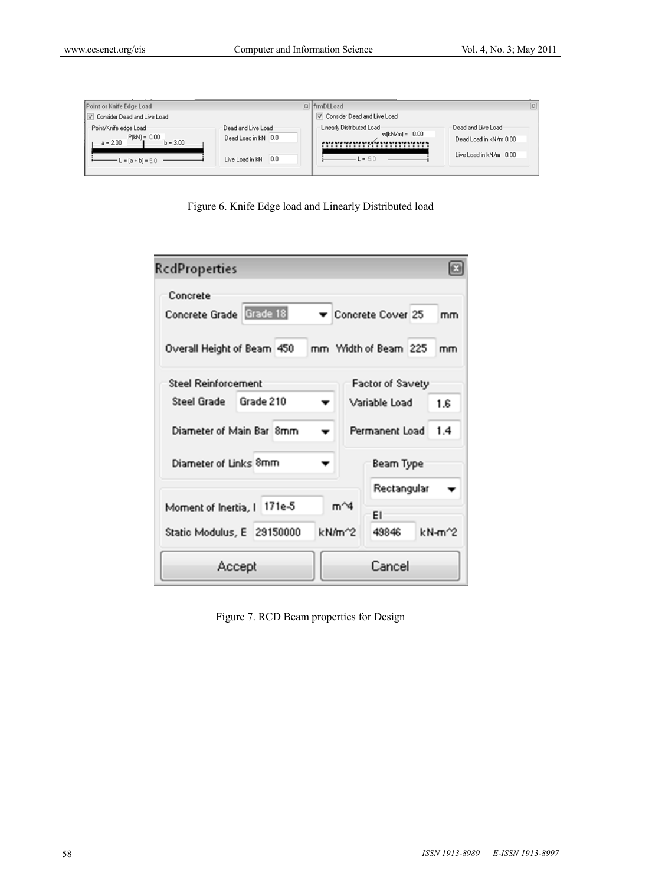Figure 6. Knife Edge load and Linearly Distributed load

Figure 7. RCD Beam properties for Design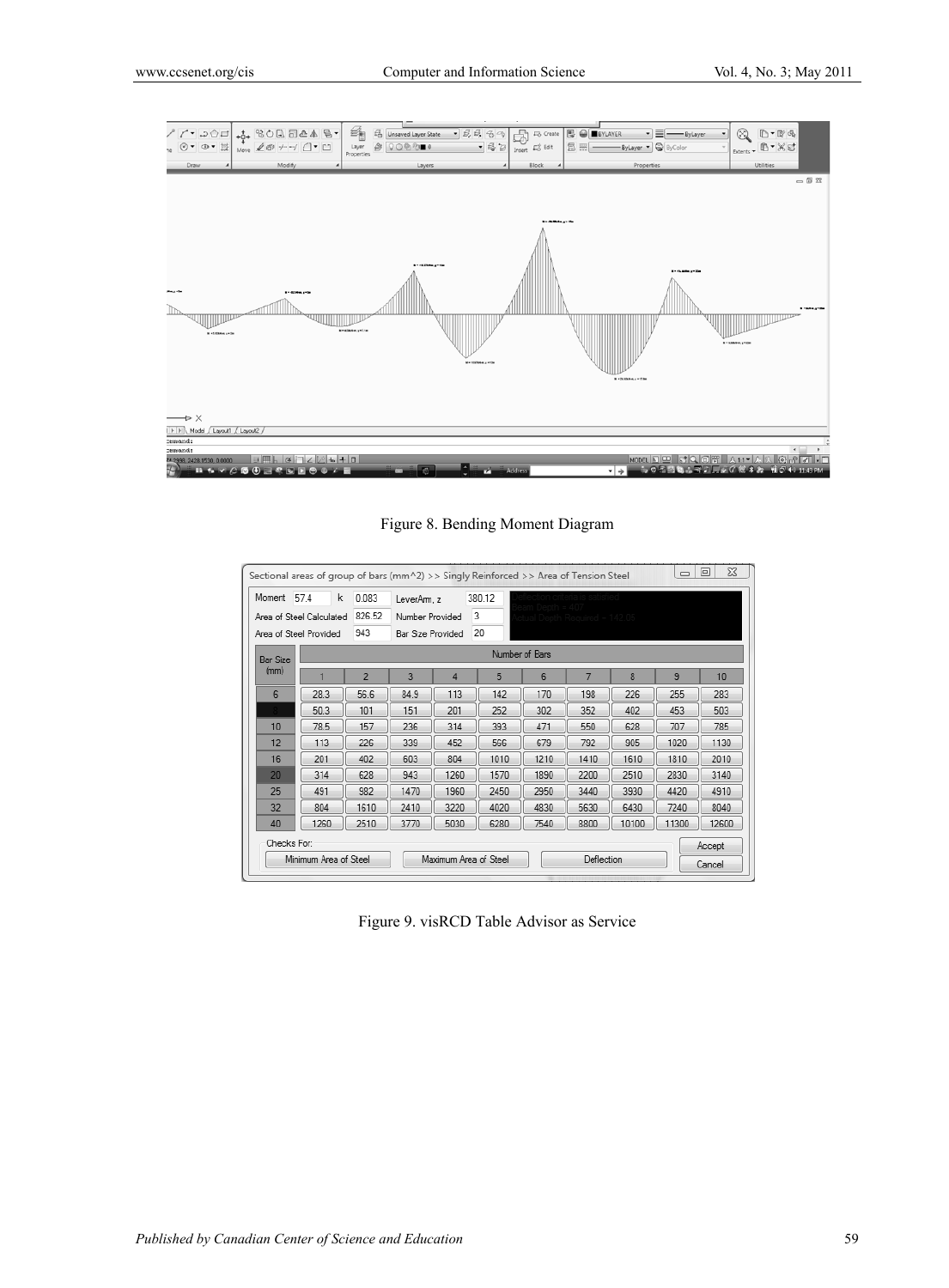Figure 8. Bending Moment Diagram

Figure 9. visRCD Table Advisor as Service